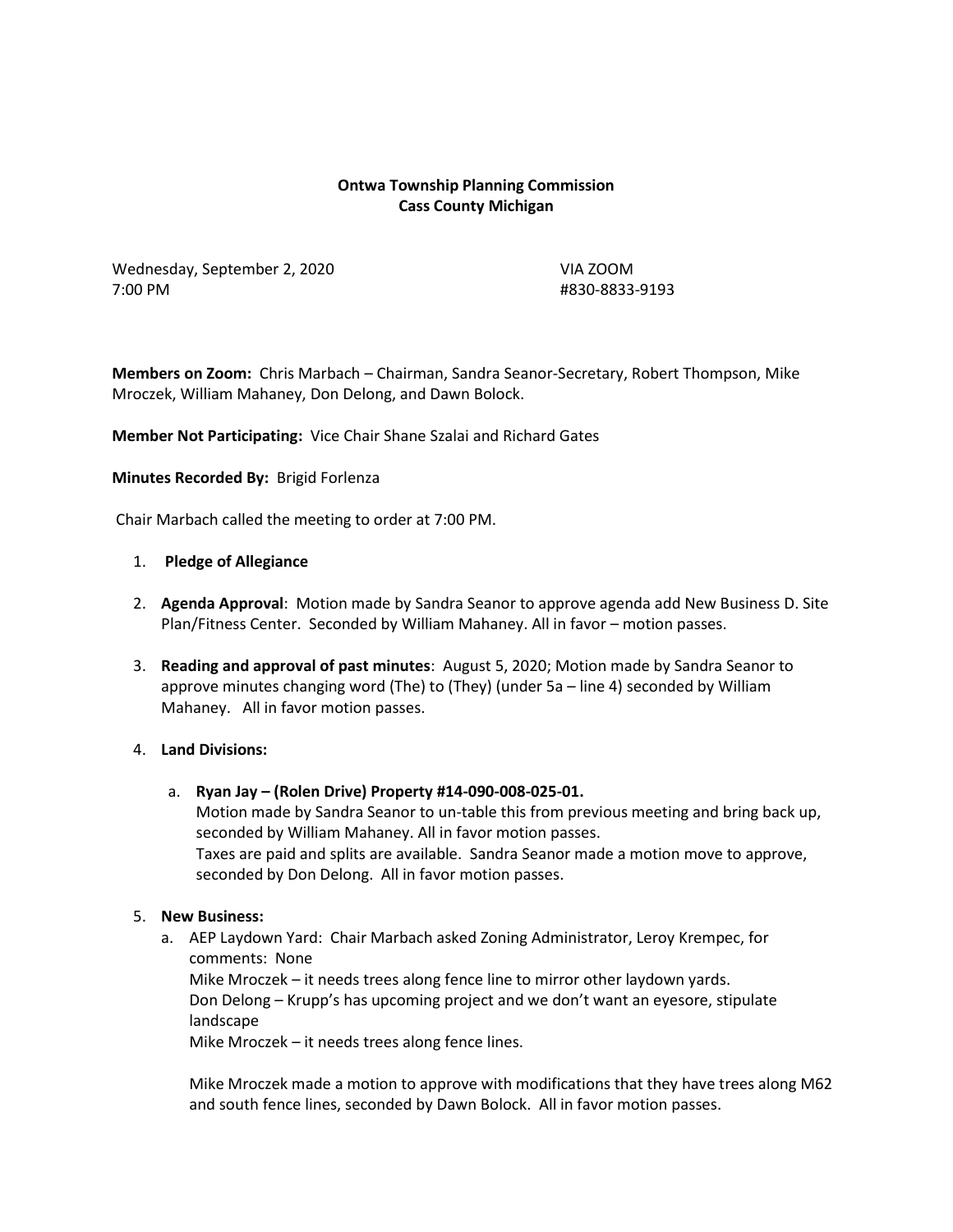**Ontwa Township Planning Commission**
**Cass County Michigan**

Wednesday, September 2, 2020
7:00 PM

VIA ZOOM
#830-8833-9193

**Members on Zoom:** Chris Marbach – Chairman, Sandra Seanor-Secretary, Robert Thompson, Mike Mroczek, William Mahaney, Don Delong, and Dawn Bolock.

**Member Not Participating:** Vice Chair Shane Szalai and Richard Gates

**Minutes Recorded By:** Brigid Forlenza

Chair Marbach called the meeting to order at 7:00 PM.

1. **Pledge of Allegiance**

2. **Agenda Approval**: Motion made by Sandra Seanor to approve agenda add New Business D. Site Plan/Fitness Center. Seconded by William Mahaney. All in favor – motion passes.

3. **Reading and approval of past minutes**: August 5, 2020; Motion made by Sandra Seanor to approve minutes changing word (The) to (They) (under 5a – line 4) seconded by William Mahaney. All in favor motion passes.

4. **Land Divisions:**

   a. **Ryan Jay – (Rolen Drive) Property #14-090-008-025-01.**
   Motion made by Sandra Seanor to un-table this from previous meeting and bring back up, seconded by William Mahaney. All in favor motion passes.
   Taxes are paid and splits are available. Sandra Seanor made a motion move to approve, seconded by Don Delong. All in favor motion passes.

5. **New Business:**

   a. AEP Laydown Yard: Chair Marbach asked Zoning Administrator, Leroy Krempec, for comments: None
   Mike Mroczek – it needs trees along fence line to mirror other laydown yards.
   Don Delong – Krupp's has upcoming project and we don't want an eyesore, stipulate landscape
   Mike Mroczek – it needs trees along fence lines.

   Mike Mroczek made a motion to approve with modifications that they have trees along M62 and south fence lines, seconded by Dawn Bolock. All in favor motion passes.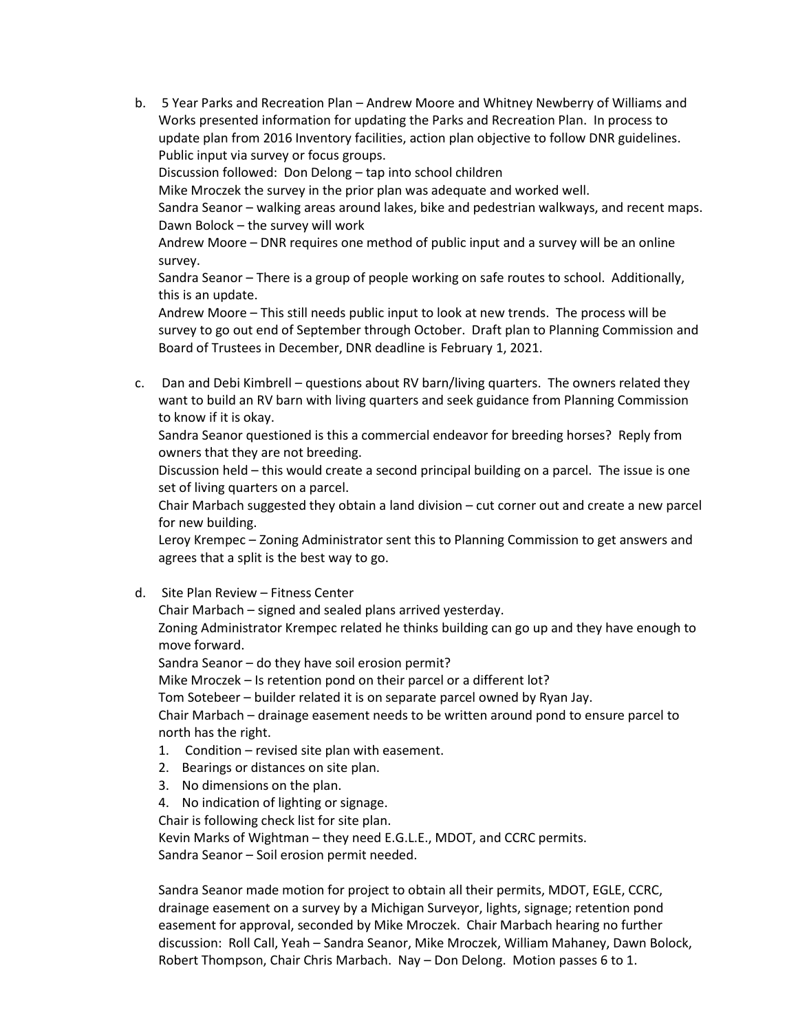b. 5 Year Parks and Recreation Plan – Andrew Moore and Whitney Newberry of Williams and Works presented information for updating the Parks and Recreation Plan. In process to update plan from 2016 Inventory facilities, action plan objective to follow DNR guidelines. Public input via survey or focus groups.

   Discussion followed: Don Delong – tap into school children

   Mike Mroczek the survey in the prior plan was adequate and worked well.

   Sandra Seanor – walking areas around lakes, bike and pedestrian walkways, and recent maps.

   Dawn Bolock – the survey will work

   Andrew Moore – DNR requires one method of public input and a survey will be an online survey.

   Sandra Seanor – There is a group of people working on safe routes to school. Additionally, this is an update.

   Andrew Moore – This still needs public input to look at new trends. The process will be survey to go out end of September through October. Draft plan to Planning Commission and Board of Trustees in December, DNR deadline is February 1, 2021.

c. Dan and Debi Kimbrell – questions about RV barn/living quarters. The owners related they want to build an RV barn with living quarters and seek guidance from Planning Commission to know if it is okay.

   Sandra Seanor questioned is this a commercial endeavor for breeding horses? Reply from owners that they are not breeding.

   Discussion held – this would create a second principal building on a parcel. The issue is one set of living quarters on a parcel.

   Chair Marbach suggested they obtain a land division – cut corner out and create a new parcel for new building.

   Leroy Krempec – Zoning Administrator sent this to Planning Commission to get answers and agrees that a split is the best way to go.

d. Site Plan Review – Fitness Center

   Chair Marbach – signed and sealed plans arrived yesterday.

   Zoning Administrator Krempec related he thinks building can go up and they have enough to move forward.

   Sandra Seanor – do they have soil erosion permit?

   Mike Mroczek – Is retention pond on their parcel or a different lot?

   Tom Sotebeer – builder related it is on separate parcel owned by Ryan Jay.

   Chair Marbach – drainage easement needs to be written around pond to ensure parcel to north has the right.

   1. Condition – revised site plan with easement.
   2. Bearings or distances on site plan.
   3. No dimensions on the plan.
   4. No indication of lighting or signage.

   Chair is following check list for site plan.

   Kevin Marks of Wightman – they need E.G.L.E., MDOT, and CCRC permits.

   Sandra Seanor – Soil erosion permit needed.

   Sandra Seanor made motion for project to obtain all their permits, MDOT, EGLE, CCRC, drainage easement on a survey by a Michigan Surveyor, lights, signage; retention pond easement for approval, seconded by Mike Mroczek. Chair Marbach hearing no further discussion: Roll Call, Yeah – Sandra Seanor, Mike Mroczek, William Mahaney, Dawn Bolock, Robert Thompson, Chair Chris Marbach. Nay – Don Delong. Motion passes 6 to 1.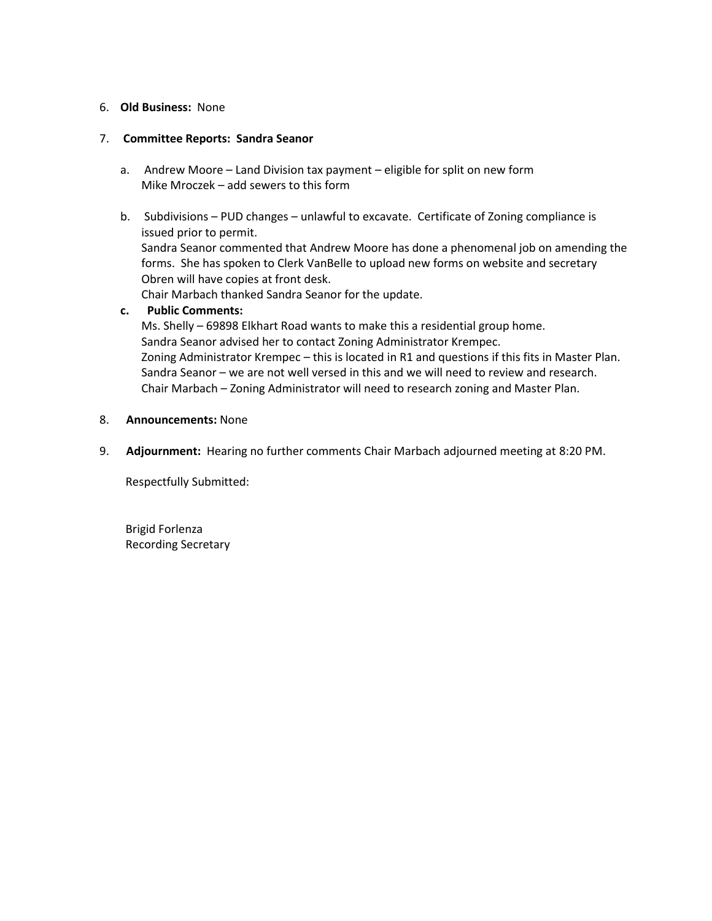6. **Old Business:** None

7. **Committee Reports: Sandra Seanor**

   a. Andrew Moore – Land Division tax payment – eligible for split on new form
      Mike Mroczek – add sewers to this form

   b. Subdivisions – PUD changes – unlawful to excavate. Certificate of Zoning compliance is issued prior to permit.
      Sandra Seanor commented that Andrew Moore has done a phenomenal job on amending the forms. She has spoken to Clerk VanBelle to upload new forms on website and secretary Obren will have copies at front desk.
      Chair Marbach thanked Sandra Seanor for the update.

   c. **Public Comments:**
      Ms. Shelly – 69898 Elkhart Road wants to make this a residential group home.
      Sandra Seanor advised her to contact Zoning Administrator Krempec.
      Zoning Administrator Krempec – this is located in R1 and questions if this fits in Master Plan.
      Sandra Seanor – we are not well versed in this and we will need to review and research.
      Chair Marbach – Zoning Administrator will need to research zoning and Master Plan.

8. **Announcements:** None

9. **Adjournment:** Hearing no further comments Chair Marbach adjourned meeting at 8:20 PM.

   Respectfully Submitted:

   Brigid Forlenza
   Recording Secretary